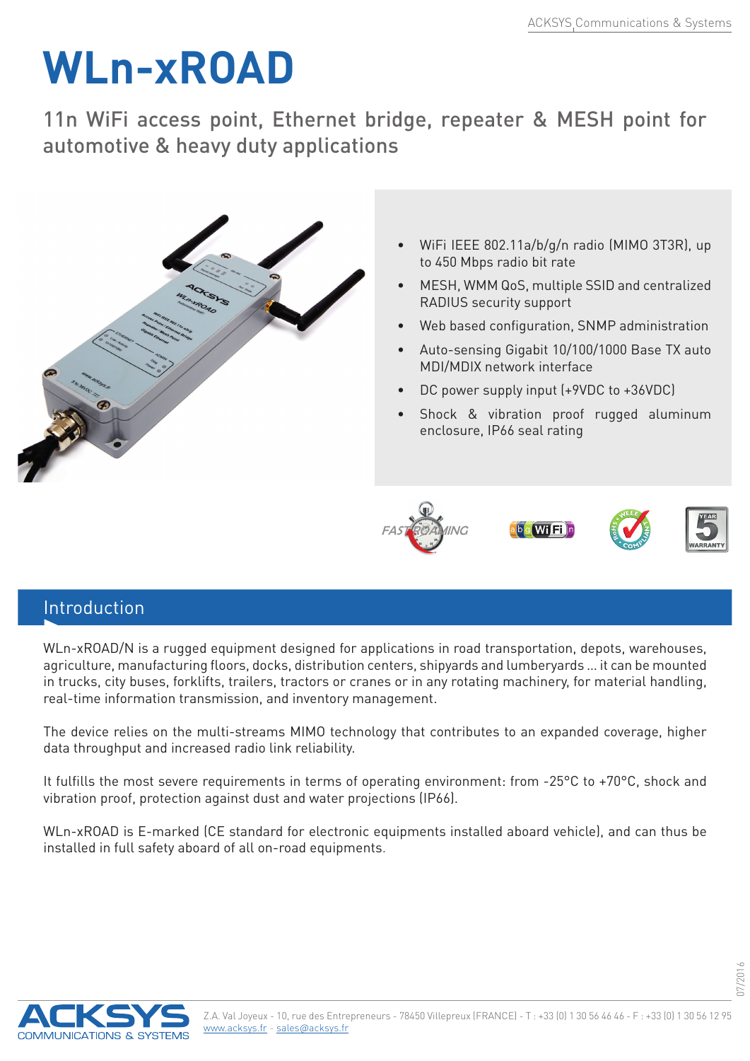# WLn-xROAD

11n WiFi access point, Ethernet bridge, repeater & MESH point for automotive & heavy duty applications

- WiFi IEEE 802.11a/b/g/n radio (MIMO 3T3R), up to 450 Mbps radio bit rate
- MESH, WMM QoS, multiple SSID and centralized RADIUS security support
- Web based configuration, SNMP administration
- Auto-sensing Gigabit 10/100/1000 Base TX auto MDI/MDIX network interface
- DC power supply input (+9VDC to +36VDC)
- Shock & vibration proof rugged aluminum enclosure, IP66 seal rating

## Introduction

WLn-xROAD/N is a rugged equipment designed for applications in road transportation, depots, warehouses, agriculture, manufacturing floors, docks, distribution centers, shipyards and lumberyards ... it can be mounted in trucks, city buses, forklifts, trailers, tractors or cranes or in any rotating machinery, for material handling, real-time information transmission, and inventory management.

The device relies on the multi-streams MIMO technology that contributes to an expanded coverage, higher data throughput and increased radio link reliability.

It fulfills the most severe requirements in terms of operating environment: from -25°C to +70°C, shock and vibration proof, protection against dust and water projections (IP66).

WLn-xROAD is E-marked (CE standard for electronic equipments installed aboard vehicle), and can thus be installed in full safety aboard of all on-road equipments.

Z.A. Val Joyeux - 10, rue des Entrepreneurs - 78450 Villepreux (FRANCE) - T : +33 (0) 1 30 56 46 46 - F : +33 (0) 1 30 56 12 95
www.acksys.fr - sales@acksys.fr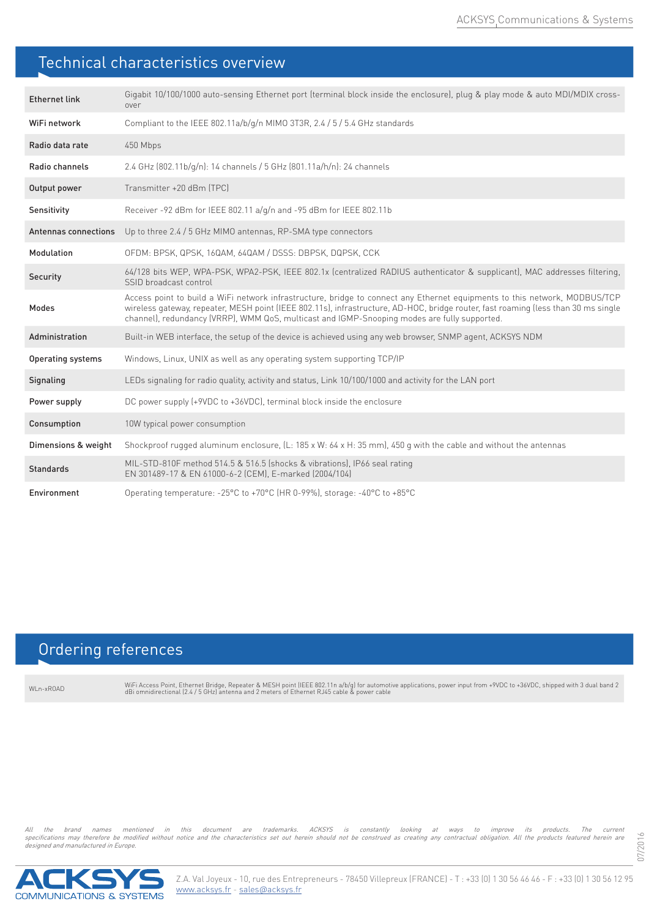## Technical characteristics overview

| | |
|---|---|
| **Ethernet link** | Gigabit 10/100/1000 auto-sensing Ethernet port (terminal block inside the enclosure), plug & play mode & auto MDI/MDIX cross-over |
| **WiFi network** | Compliant to the IEEE 802.11a/b/g/n MIMO 3T3R, 2.4 / 5 / 5.4 GHz standards |
| **Radio data rate** | 450 Mbps |
| **Radio channels** | 2.4 GHz (802.11b/g/n): 14 channels / 5 GHz (801.11a/h/n): 24 channels |
| **Output power** | Transmitter +20 dBm (TPC) |
| **Sensitivity** | Receiver -92 dBm for IEEE 802.11 a/g/n and -95 dBm for IEEE 802.11b |
| **Antennas connections** | Up to three 2.4 / 5 GHz MIMO antennas, RP-SMA type connectors |
| **Modulation** | OFDM: BPSK, QPSK, 16QAM, 64QAM / DSSS: DBPSK, DQPSK, CCK |
| **Security** | 64/128 bits WEP, WPA-PSK, WPA2-PSK, IEEE 802.1x (centralized RADIUS authenticator & supplicant), MAC addresses filtering, SSID broadcast control |
| **Modes** | Access point to build a WiFi network infrastructure, bridge to connect any Ethernet equipments to this network, MODBUS/TCP wireless gateway, repeater, MESH point (IEEE 802.11s), infrastructure, AD-HOC, bridge router, fast roaming (less than 30 ms single channel), redundancy (VRRP), WMM QoS, multicast and IGMP-Snooping modes are fully supported. |
| **Administration** | Built-in WEB interface, the setup of the device is achieved using any web browser, SNMP agent, ACKSYS NDM |
| **Operating systems** | Windows, Linux, UNIX as well as any operating system supporting TCP/IP |
| **Signaling** | LEDs signaling for radio quality, activity and status, Link 10/100/1000 and activity for the LAN port |
| **Power supply** | DC power supply (+9VDC to +36VDC), terminal block inside the enclosure |
| **Consumption** | 10W typical power consumption |
| **Dimensions & weight** | Shockproof rugged aluminum enclosure, (L: 185 x W: 64 x H: 35 mm), 450 g with the cable and without the antennas |
| **Standards** | MIL-STD-810F method 514.5 & 516.5 (shocks & vibrations), IP66 seal rating<br>EN 301489-17 & EN 61000-6-2 (CEM), E-marked (2004/104) |
| **Environment** | Operating temperature: -25°C to +70°C (HR 0-99%), storage: -40°C to +85°C |

## Ordering references

| | |
|---|---|
| WLn-xROAD | WiFi Access Point, Ethernet Bridge, Repeater & MESH point (IEEE 802.11n a/b/g) for automotive applications, power input from +9VDC to +36VDC, shipped with 3 dual band 2 dBi omnidirectional (2.4 / 5 GHz) antenna and 2 meters of Ethernet RJ45 cable & power cable |

*All the brand names mentioned in this document are trademarks. ACKSYS is constantly looking at ways to improve its products. The current specifications may therefore be modified without notice and the characteristics set out herein should not be construed as creating any contractual obligation. All the products featured herein are designed and manufactured in Europe.*

07/2016

ACKSYS COMMUNICATIONS & SYSTEMS

Z.A. Val Joyeux - 10, rue des Entrepreneurs - 78450 Villepreux (FRANCE) - T : +33 (0) 1 30 56 46 46 - F : +33 (0) 1 30 56 12 95
www.acksys.fr - sales@acksys.fr